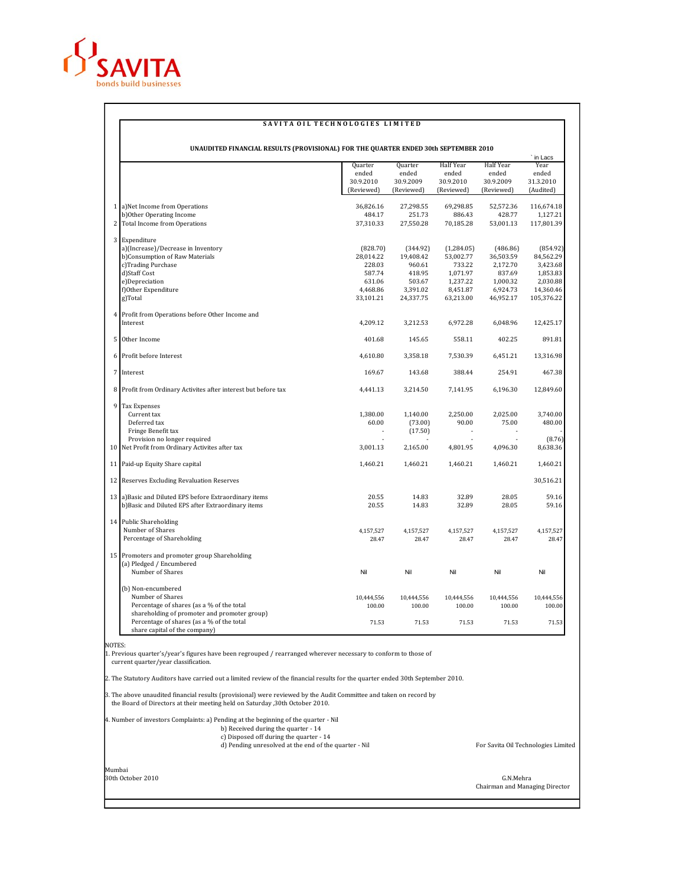SAVITA
bonds build businesses

# SAVITA OIL TECHNOLOGIES LIMITED

## UNAUDITED FINANCIAL RESULTS (PROVISIONAL) FOR THE QUARTER ENDED 30th SEPTEMBER 2010

` in Lacs

| | | Quarter ended 30.9.2010 (Reviewed) | Quarter ended 30.9.2009 (Reviewed) | Half Year ended 30.9.2010 (Reviewed) | Half Year ended 30.9.2009 (Reviewed) | Year ended 31.3.2010 (Audited) |
|---|---|---|---|---|---|---|
| 1 | a)Net Income from Operations | 36,826.16 | 27,298.55 | 69,298.85 | 52,572.36 | 116,674.18 |
| | b)Other Operating Income | 484.17 | 251.73 | 886.43 | 428.77 | 1,127.21 |
| 2 | Total Income from Operations | 37,310.33 | 27,550.28 | 70,185.28 | 53,001.13 | 117,801.39 |
| 3 | Expenditure | | | | | |
| | a)(Increase)/Decrease in Inventory | (828.70) | (344.92) | (1,284.05) | (486.86) | (854.92) |
| | b)Consumption of Raw Materials | 28,014.22 | 19,408.42 | 53,002.77 | 36,503.59 | 84,562.29 |
| | c)Trading Purchase | 228.03 | 960.61 | 733.22 | 2,172.70 | 3,423.68 |
| | d)Staff Cost | 587.74 | 418.95 | 1,071.97 | 837.69 | 1,853.83 |
| | e)Depreciation | 631.06 | 503.67 | 1,237.22 | 1,000.32 | 2,030.88 |
| | f)Other Expenditure | 4,468.86 | 3,391.02 | 8,451.87 | 6,924.73 | 14,360.46 |
| | g)Total | 33,101.21 | 24,337.75 | 63,213.00 | 46,952.17 | 105,376.22 |
| 4 | Profit from Operations before Other Income and Interest | 4,209.12 | 3,212.53 | 6,972.28 | 6,048.96 | 12,425.17 |
| 5 | Other Income | 401.68 | 145.65 | 558.11 | 402.25 | 891.81 |
| 6 | Profit before Interest | 4,610.80 | 3,358.18 | 7,530.39 | 6,451.21 | 13,316.98 |
| 7 | Interest | 169.67 | 143.68 | 388.44 | 254.91 | 467.38 |
| 8 | Profit from Ordinary Activites after interest but before tax | 4,441.13 | 3,214.50 | 7,141.95 | 6,196.30 | 12,849.60 |
| 9 | Tax Expenses | | | | | |
| | Current tax | 1,380.00 | 1,140.00 | 2,250.00 | 2,025.00 | 3,740.00 |
| | Deferred tax | 60.00 | (73.00) | 90.00 | 75.00 | 480.00 |
| | Fringe Benefit tax | - | (17.50) | - | - | - |
| | Provision no longer required | - | - | - | - | (8.76) |
| 10 | Net Profit from Ordinary Activites after tax | 3,001.13 | 2,165.00 | 4,801.95 | 4,096.30 | 8,638.36 |
| 11 | Paid-up Equity Share capital | 1,460.21 | 1,460.21 | 1,460.21 | 1,460.21 | 1,460.21 |
| 12 | Reserves Excluding Revaluation Reserves | | | | | 30,516.21 |
| 13 | a)Basic and Diluted EPS before Extraordinary items | 20.55 | 14.83 | 32.89 | 28.05 | 59.16 |
| | b)Basic and Diluted EPS after Extraordinary items | 20.55 | 14.83 | 32.89 | 28.05 | 59.16 |
| 14 | Public Shareholding | | | | | |
| | Number of Shares | 4,157,527 | 4,157,527 | 4,157,527 | 4,157,527 | 4,157,527 |
| | Percentage of Shareholding | 28.47 | 28.47 | 28.47 | 28.47 | 28.47 |
| 15 | Promoters and promoter group Shareholding | | | | | |
| | (a) Pledged / Encumbered | | | | | |
| | Number of Shares | Nil | Nil | Nil | Nil | Nil |
| | (b) Non-encumbered | | | | | |
| | Number of Shares | 10,444,556 | 10,444,556 | 10,444,556 | 10,444,556 | 10,444,556 |
| | Percentage of shares (as a % of the total shareholding of promoter and promoter group) | 100.00 | 100.00 | 100.00 | 100.00 | 100.00 |
| | Percentage of shares (as a % of the total share capital of the company) | 71.53 | 71.53 | 71.53 | 71.53 | 71.53 |

NOTES:

1. Previous quarter's/year's figures have been regrouped / rearranged wherever necessary to conform to those of current quarter/year classification.

2. The Statutory Auditors have carried out a limited review of the financial results for the quarter ended 30th September 2010.

3. The above unaudited financial results (provisional) were reviewed by the Audit Committee and taken on record by the Board of Directors at their meeting held on Saturday ,30th October 2010.

4. Number of investors Complaints: a) Pending at the beginning of the quarter - Nil
   b) Received during the quarter - 14
   c) Disposed off during the quarter - 14
   d) Pending unresolved at the end of the quarter - Nil

For Savita Oil Technologies Limited

Mumbai
30th October 2010

G.N.Mehra
Chairman and Managing Director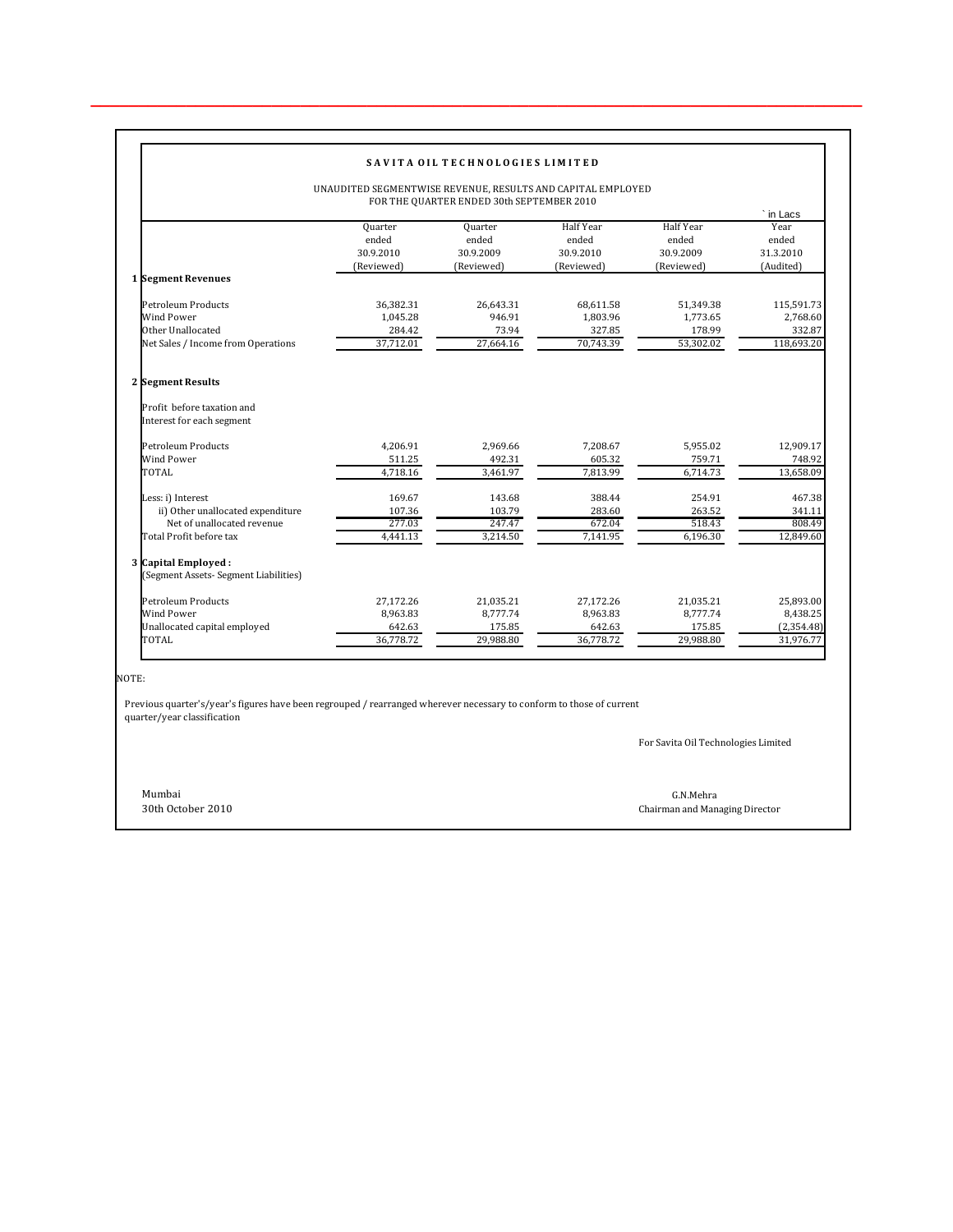**SAVITA OIL TECHNOLOGIES LIMITED**

UNAUDITED SEGMENTWISE REVENUE, RESULTS AND CAPITAL EMPLOYED
FOR THE QUARTER ENDED 30th SEPTEMBER 2010

` in Lacs

| | Quarter ended 30.9.2010 (Reviewed) | Quarter ended 30.9.2009 (Reviewed) | Half Year ended 30.9.2010 (Reviewed) | Half Year ended 30.9.2009 (Reviewed) | Year ended 31.3.2010 (Audited) |
|---|---|---|---|---|---|
| **1 Segment Revenues** | | | | | |
| Petroleum Products | 36,382.31 | 26,643.31 | 68,611.58 | 51,349.38 | 115,591.73 |
| Wind Power | 1,045.28 | 946.91 | 1,803.96 | 1,773.65 | 2,768.60 |
| Other Unallocated | 284.42 | 73.94 | 327.85 | 178.99 | 332.87 |
| Net Sales / Income from Operations | 37,712.01 | 27,664.16 | 70,743.39 | 53,302.02 | 118,693.20 |
| **2 Segment Results** | | | | | |
| Profit before taxation and Interest for each segment | | | | | |
| Petroleum Products | 4,206.91 | 2,969.66 | 7,208.67 | 5,955.02 | 12,909.17 |
| Wind Power | 511.25 | 492.31 | 605.32 | 759.71 | 748.92 |
| TOTAL | 4,718.16 | 3,461.97 | 7,813.99 | 6,714.73 | 13,658.09 |
| Less: i) Interest | 169.67 | 143.68 | 388.44 | 254.91 | 467.38 |
| ii) Other unallocated expenditure Net of unallocated revenue | 107.36 | 103.79 | 283.60 | 263.52 | 341.11 |
| | 277.03 | 247.47 | 672.04 | 518.43 | 808.49 |
| Total Profit before tax | 4,441.13 | 3,214.50 | 7,141.95 | 6,196.30 | 12,849.60 |
| **3 Capital Employed :** (Segment Assets- Segment Liabilities) | | | | | |
| Petroleum Products | 27,172.26 | 21,035.21 | 27,172.26 | 21,035.21 | 25,893.00 |
| Wind Power | 8,963.83 | 8,777.74 | 8,963.83 | 8,777.74 | 8,438.25 |
| Unallocated capital employed | 642.63 | 175.85 | 642.63 | 175.85 | (2,354.48) |
| TOTAL | 36,778.72 | 29,988.80 | 36,778.72 | 29,988.80 | 31,976.77 |

NOTE:

Previous quarter's/year's figures have been regrouped / rearranged wherever necessary to conform to those of current quarter/year classification

For Savita Oil Technologies Limited

Mumbai
30th October 2010

G.N.Mehra
Chairman and Managing Director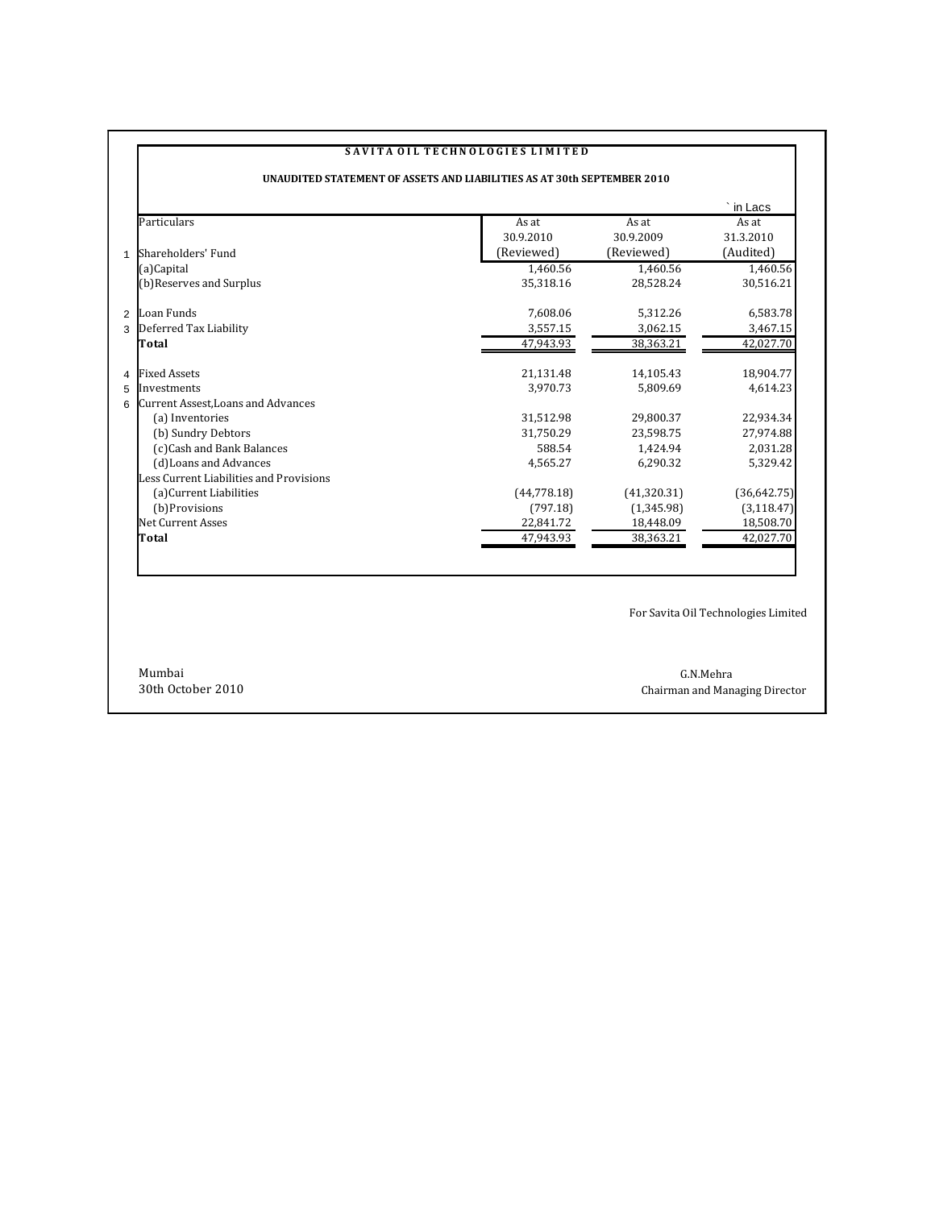**SAVITA OIL TECHNOLOGIES LIMITED**

**UNAUDITED STATEMENT OF ASSETS AND LIABILITIES AS AT 30th SEPTEMBER 2010**

` in Lacs

| | Particulars | As at 30.9.2010 (Reviewed) | As at 30.9.2009 (Reviewed) | As at 31.3.2010 (Audited) |
|---|---|---|---|---|
| 1 | Shareholders' Fund | | | |
| | (a)Capital | 1,460.56 | 1,460.56 | 1,460.56 |
| | (b)Reserves and Surplus | 35,318.16 | 28,528.24 | 30,516.21 |
| 2 | Loan Funds | 7,608.06 | 5,312.26 | 6,583.78 |
| 3 | Deferred Tax Liability | 3,557.15 | 3,062.15 | 3,467.15 |
| | **Total** | 47,943.93 | 38,363.21 | 42,027.70 |
| 4 | Fixed Assets | 21,131.48 | 14,105.43 | 18,904.77 |
| 5 | Investments | 3,970.73 | 5,809.69 | 4,614.23 |
| 6 | Current Assest,Loans and Advances | | | |
| | (a) Inventories | 31,512.98 | 29,800.37 | 22,934.34 |
| | (b) Sundry Debtors | 31,750.29 | 23,598.75 | 27,974.88 |
| | (c)Cash and Bank Balances | 588.54 | 1,424.94 | 2,031.28 |
| | (d)Loans and Advances | 4,565.27 | 6,290.32 | 5,329.42 |
| | Less Current Liabilities and Provisions | | | |
| | (a)Current Liabilities | (44,778.18) | (41,320.31) | (36,642.75) |
| | (b)Provisions | (797.18) | (1,345.98) | (3,118.47) |
| | Net Current Asses | 22,841.72 | 18,448.09 | 18,508.70 |
| | **Total** | 47,943.93 | 38,363.21 | 42,027.70 |

For Savita Oil Technologies Limited

Mumbai
30th October 2010

G.N.Mehra
Chairman and Managing Director